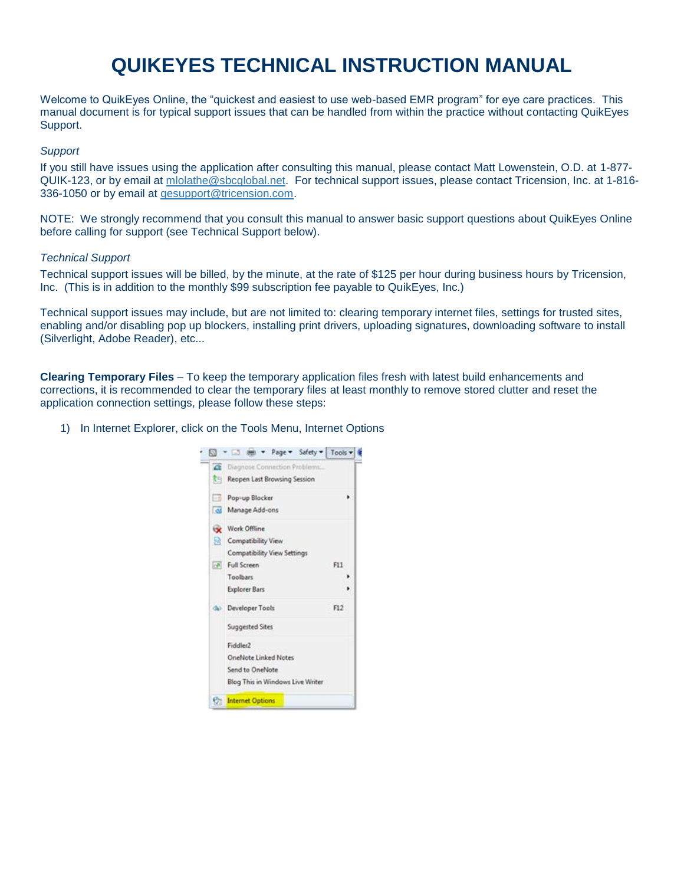# QUIKEYES TECHNICAL INSTRUCTION MANUAL

Welcome to QuikEyes Online, the "quickest and easiest to use web-based EMR program" for eye care practices. This manual document is for typical support issues that can be handled from within the practice without contacting QuikEyes Support.

*Support*

If you still have issues using the application after consulting this manual, please contact Matt Lowenstein, O.D. at 1-877-QUIK-123, or by email at mlolathe@sbcglobal.net. For technical support issues, please contact Tricension, Inc. at 1-816-336-1050 or by email at qesupport@tricension.com.

NOTE: We strongly recommend that you consult this manual to answer basic support questions about QuikEyes Online before calling for support (see Technical Support below).

*Technical Support*

Technical support issues will be billed, by the minute, at the rate of $125 per hour during business hours by Tricension, Inc. (This is in addition to the monthly $99 subscription fee payable to QuikEyes, Inc.)

Technical support issues may include, but are not limited to: clearing temporary internet files, settings for trusted sites, enabling and/or disabling pop up blockers, installing print drivers, uploading signatures, downloading software to install (Silverlight, Adobe Reader), etc...

**Clearing Temporary Files** – To keep the temporary application files fresh with latest build enhancements and corrections, it is recommended to clear the temporary files at least monthly to remove stored clutter and reset the application connection settings, please follow these steps:

1) In Internet Explorer, click on the Tools Menu, Internet Options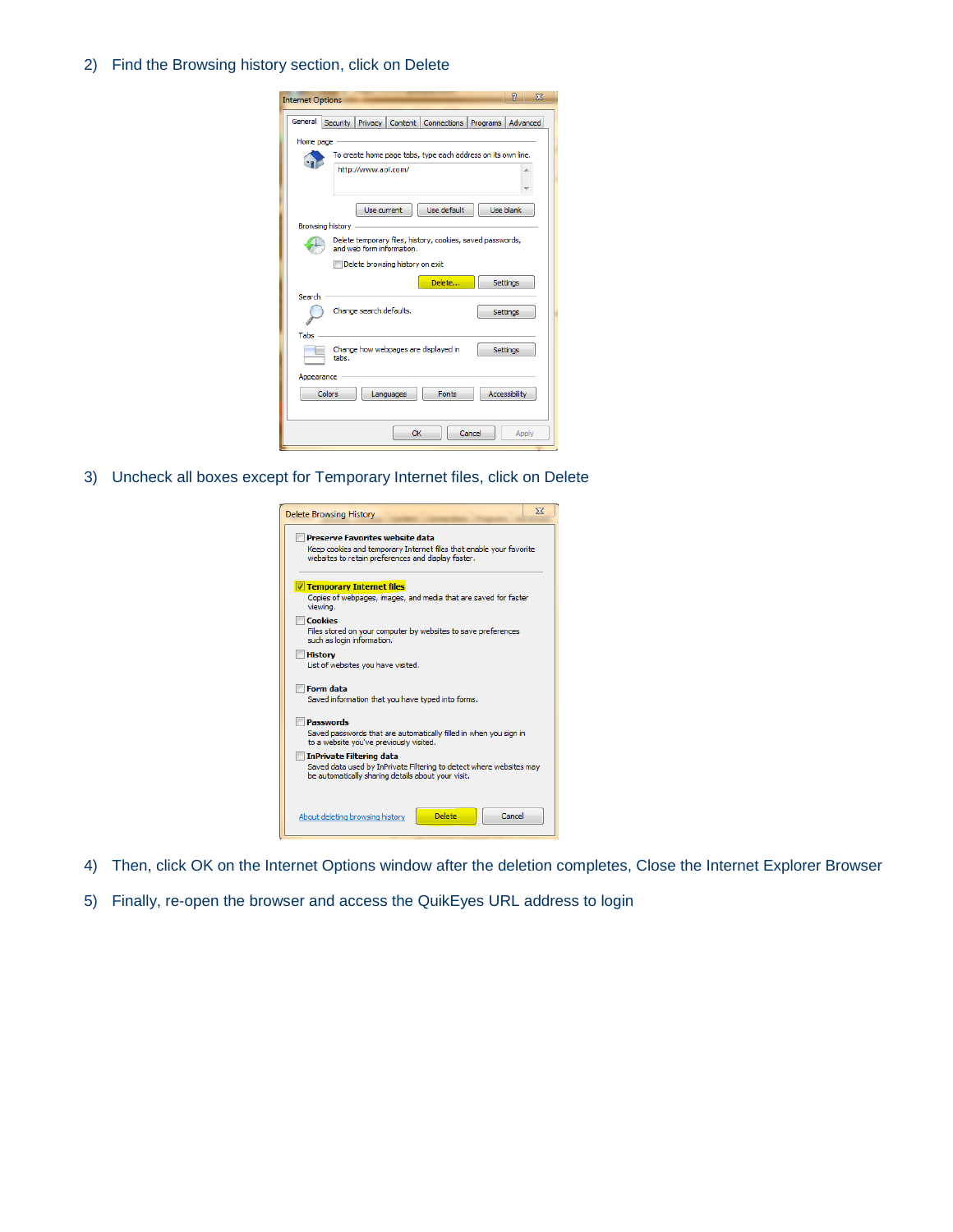2) Find the Browsing history section, click on Delete

3) Uncheck all boxes except for Temporary Internet files, click on Delete

4) Then, click OK on the Internet Options window after the deletion completes, Close the Internet Explorer Browser

5) Finally, re-open the browser and access the QuikEyes URL address to login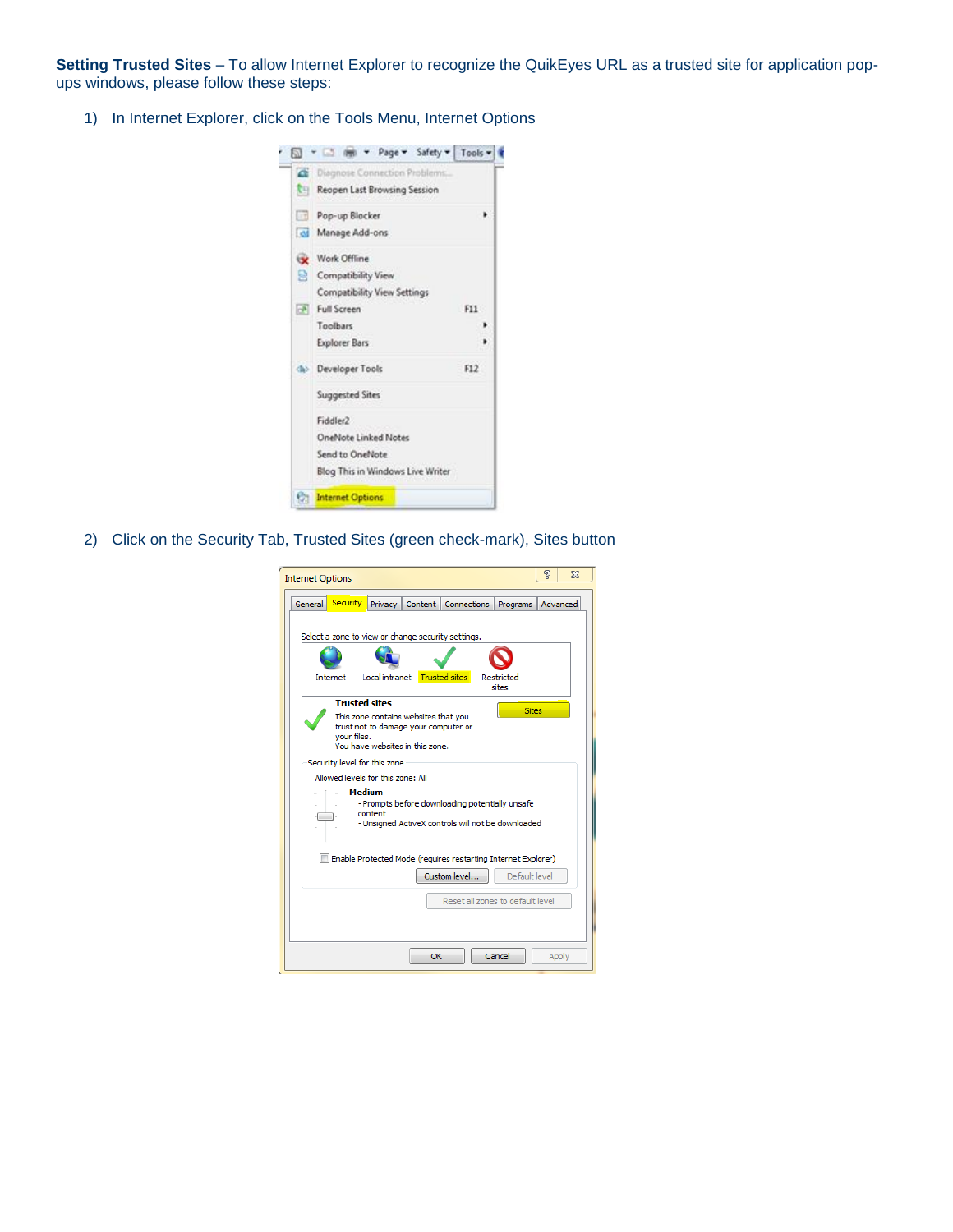**Setting Trusted Sites** – To allow Internet Explorer to recognize the QuikEyes URL as a trusted site for application pop-ups windows, please follow these steps:

1) In Internet Explorer, click on the Tools Menu, Internet Options

2) Click on the Security Tab, Trusted Sites (green check-mark), Sites button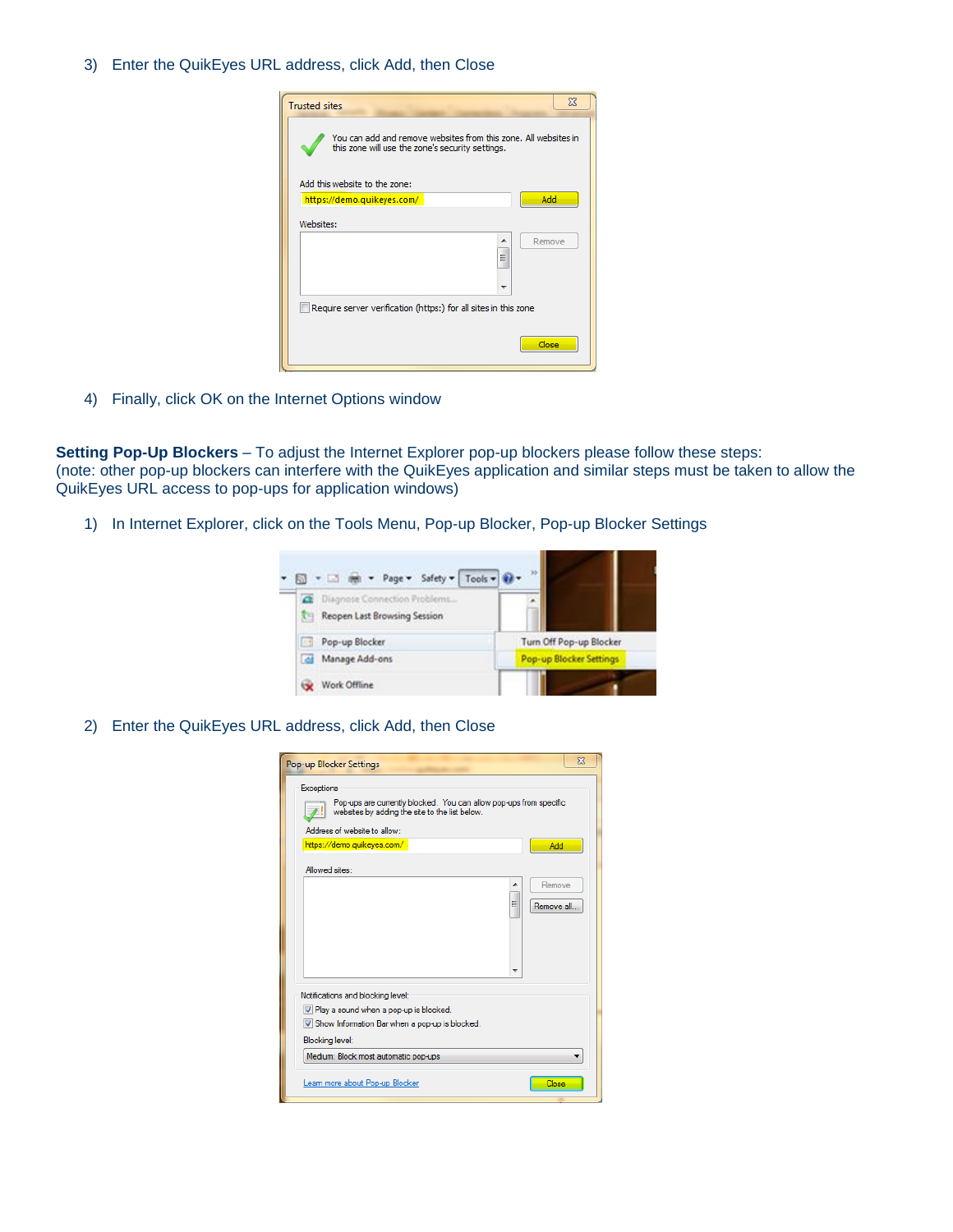3) Enter the QuikEyes URL address, click Add, then Close

4) Finally, click OK on the Internet Options window

**Setting Pop-Up Blockers** – To adjust the Internet Explorer pop-up blockers please follow these steps:
(note: other pop-up blockers can interfere with the QuikEyes application and similar steps must be taken to allow the QuikEyes URL access to pop-ups for application windows)

1) In Internet Explorer, click on the Tools Menu, Pop-up Blocker, Pop-up Blocker Settings

2) Enter the QuikEyes URL address, click Add, then Close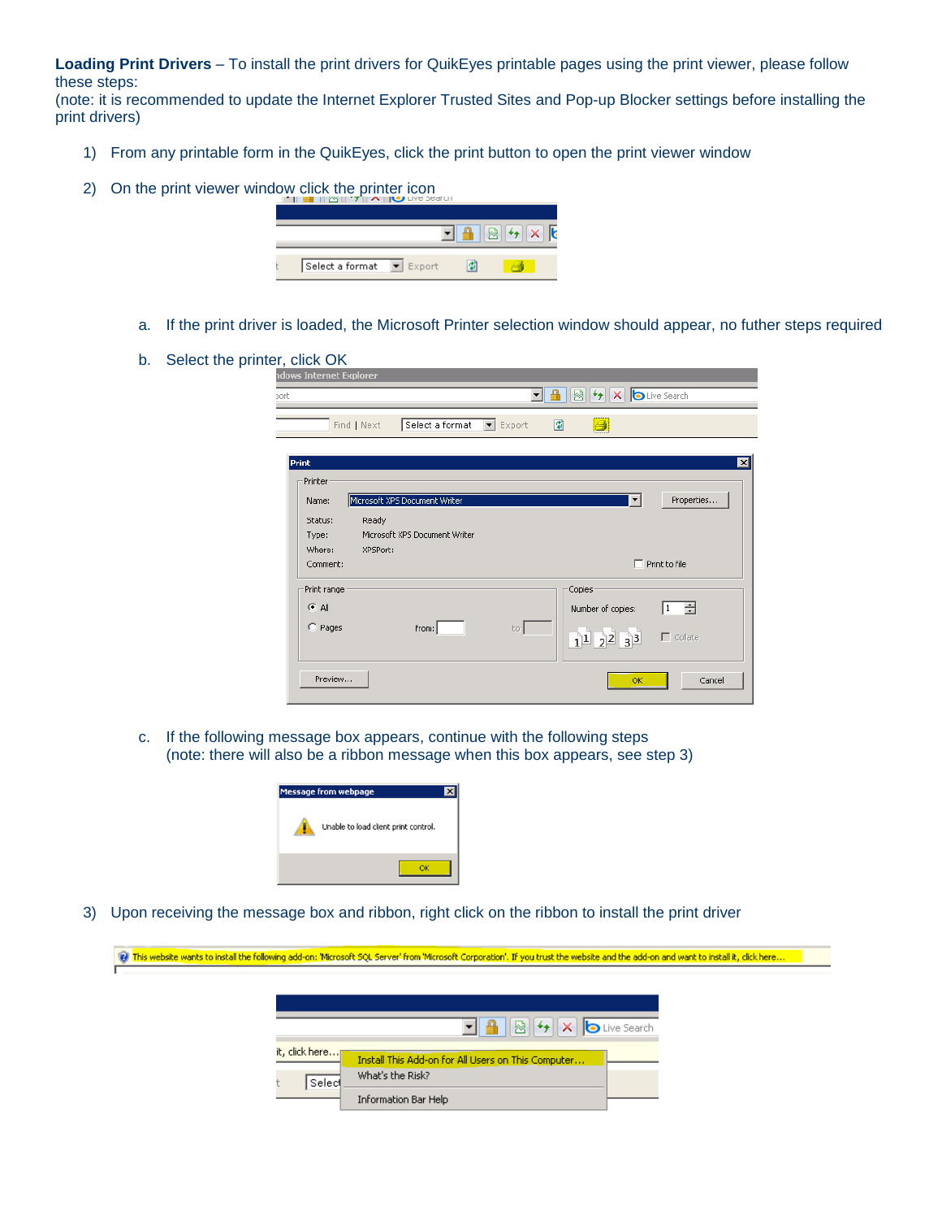**Loading Print Drivers** – To install the print drivers for QuikEyes printable pages using the print viewer, please follow these steps:
(note: it is recommended to update the Internet Explorer Trusted Sites and Pop-up Blocker settings before installing the print drivers)

1) From any printable form in the QuikEyes, click the print button to open the print viewer window

2) On the print viewer window click the printer icon

   a. If the print driver is loaded, the Microsoft Printer selection window should appear, no futher steps required

   b. Select the printer, click OK

   c. If the following message box appears, continue with the following steps
      (note: there will also be a ribbon message when this box appears, see step 3)

3) Upon receiving the message box and ribbon, right click on the ribbon to install the print driver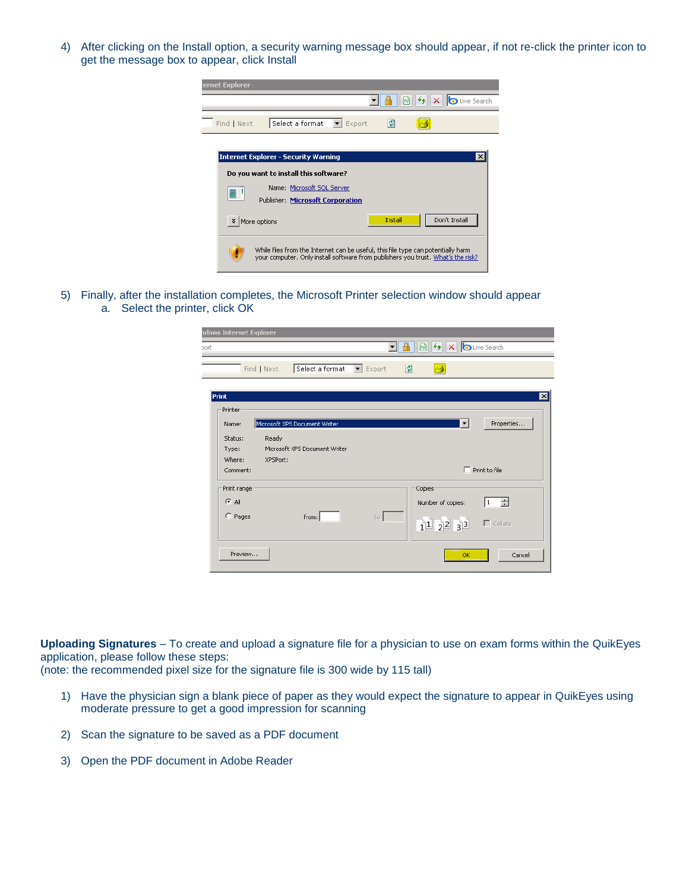4) After clicking on the Install option, a security warning message box should appear, if not re-click the printer icon to get the message box to appear, click Install

5) Finally, after the installation completes, the Microsoft Printer selection window should appear
   a. Select the printer, click OK

**Uploading Signatures** – To create and upload a signature file for a physician to use on exam forms within the QuikEyes application, please follow these steps:
(note: the recommended pixel size for the signature file is 300 wide by 115 tall)

1) Have the physician sign a blank piece of paper as they would expect the signature to appear in QuikEyes using moderate pressure to get a good impression for scanning

2) Scan the signature to be saved as a PDF document

3) Open the PDF document in Adobe Reader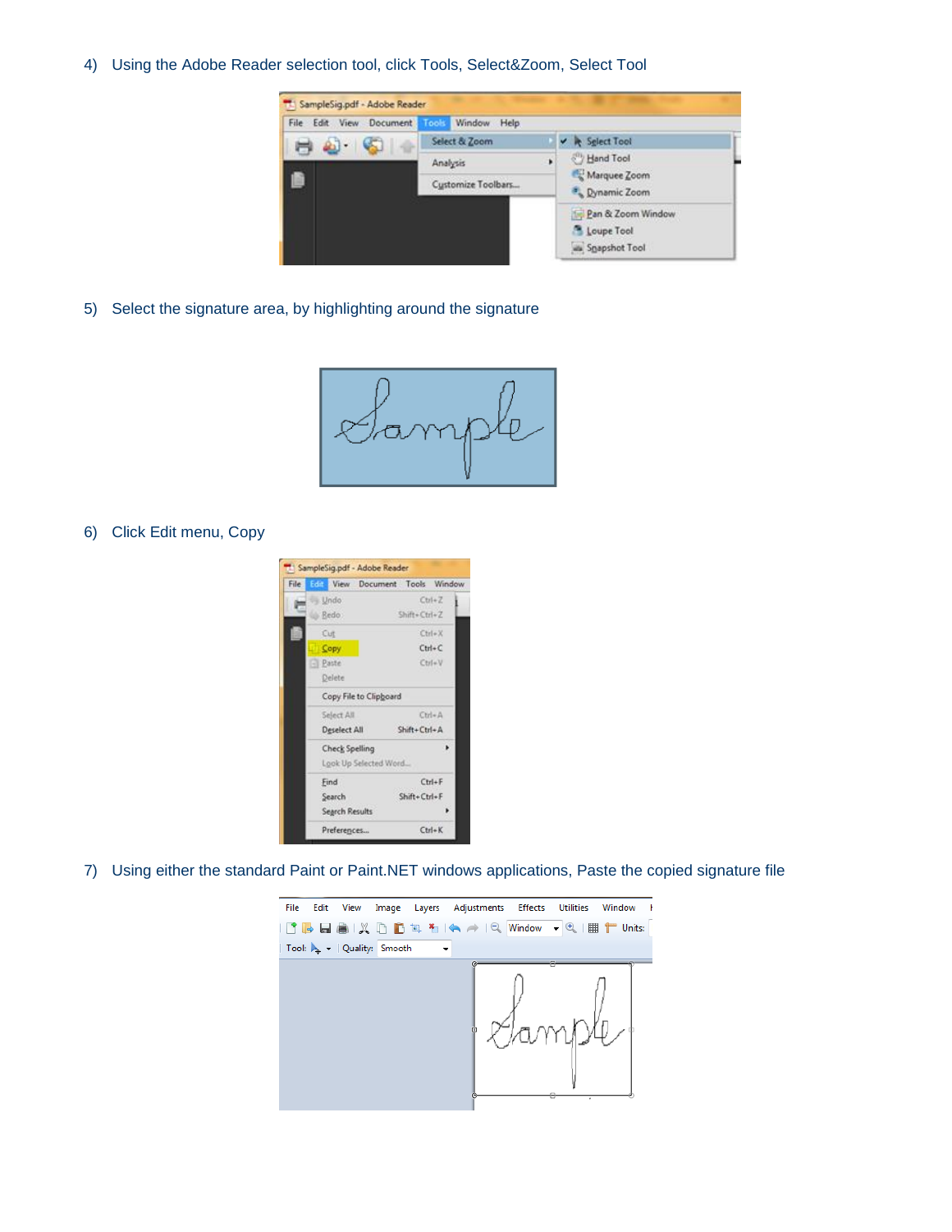4) Using the Adobe Reader selection tool, click Tools, Select&Zoom, Select Tool

5) Select the signature area, by highlighting around the signature

6) Click Edit menu, Copy

7) Using either the standard Paint or Paint.NET windows applications, Paste the copied signature file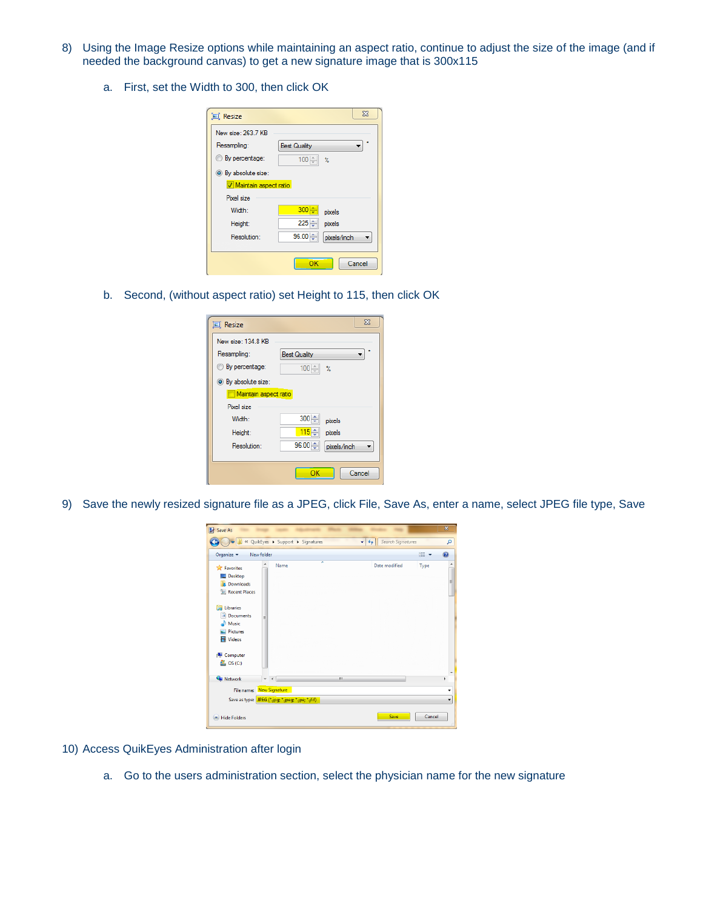8) Using the Image Resize options while maintaining an aspect ratio, continue to adjust the size of the image (and if needed the background canvas) to get a new signature image that is 300x115

   a. First, set the Width to 300, then click OK

   b. Second, (without aspect ratio) set Height to 115, then click OK

9) Save the newly resized signature file as a JPEG, click File, Save As, enter a name, select JPEG file type, Save

10) Access QuikEyes Administration after login

    a. Go to the users administration section, select the physician name for the new signature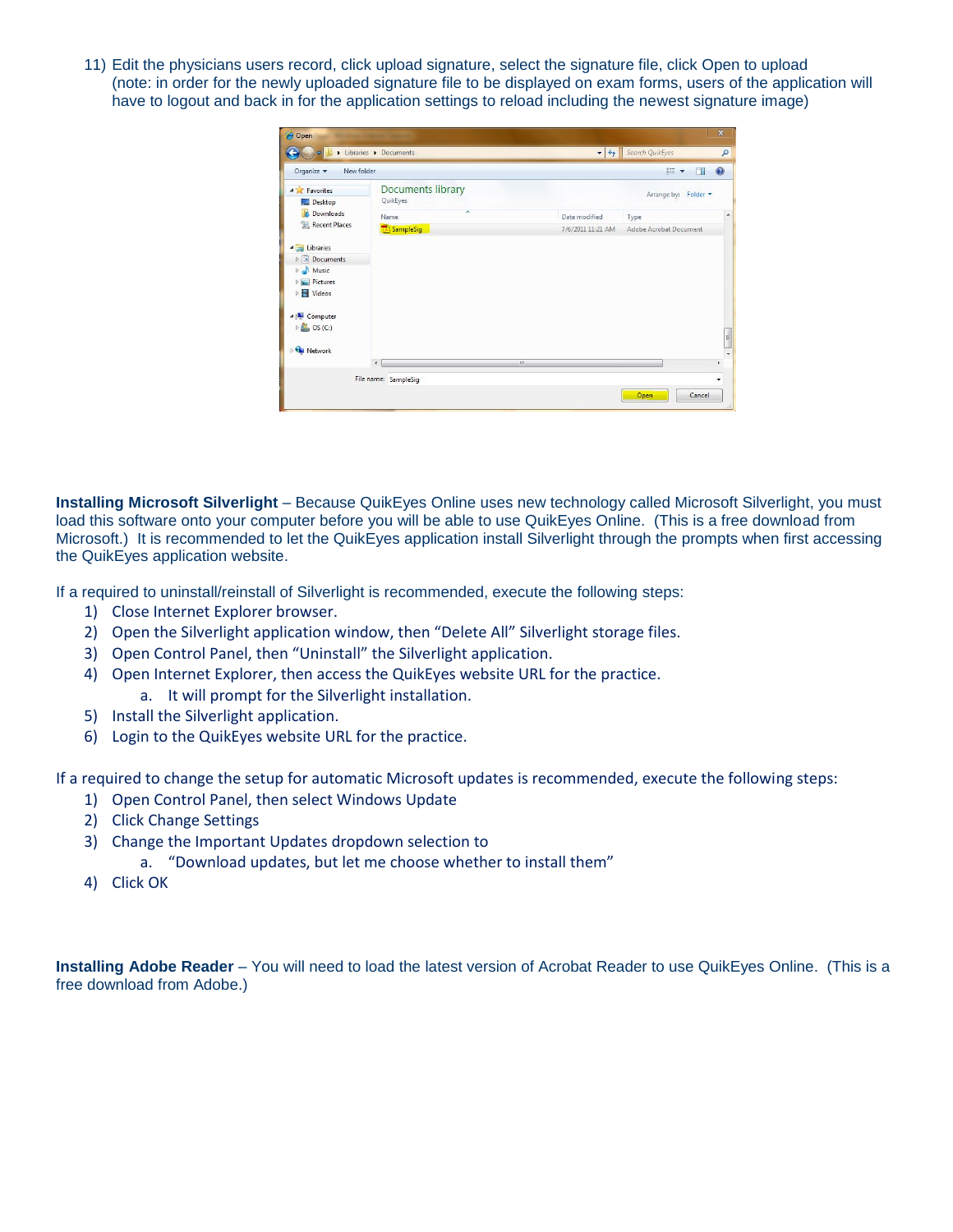11) Edit the physicians users record, click upload signature, select the signature file, click Open to upload (note: in order for the newly uploaded signature file to be displayed on exam forms, users of the application will have to logout and back in for the application settings to reload including the newest signature image)

**Installing Microsoft Silverlight** – Because QuikEyes Online uses new technology called Microsoft Silverlight, you must load this software onto your computer before you will be able to use QuikEyes Online. (This is a free download from Microsoft.) It is recommended to let the QuikEyes application install Silverlight through the prompts when first accessing the QuikEyes application website.

If a required to uninstall/reinstall of Silverlight is recommended, execute the following steps:

1) Close Internet Explorer browser.
2) Open the Silverlight application window, then "Delete All" Silverlight storage files.
3) Open Control Panel, then "Uninstall" the Silverlight application.
4) Open Internet Explorer, then access the QuikEyes website URL for the practice.
   a. It will prompt for the Silverlight installation.
5) Install the Silverlight application.
6) Login to the QuikEyes website URL for the practice.

If a required to change the setup for automatic Microsoft updates is recommended, execute the following steps:

1) Open Control Panel, then select Windows Update
2) Click Change Settings
3) Change the Important Updates dropdown selection to
   a. "Download updates, but let me choose whether to install them"
4) Click OK

**Installing Adobe Reader** – You will need to load the latest version of Acrobat Reader to use QuikEyes Online. (This is a free download from Adobe.)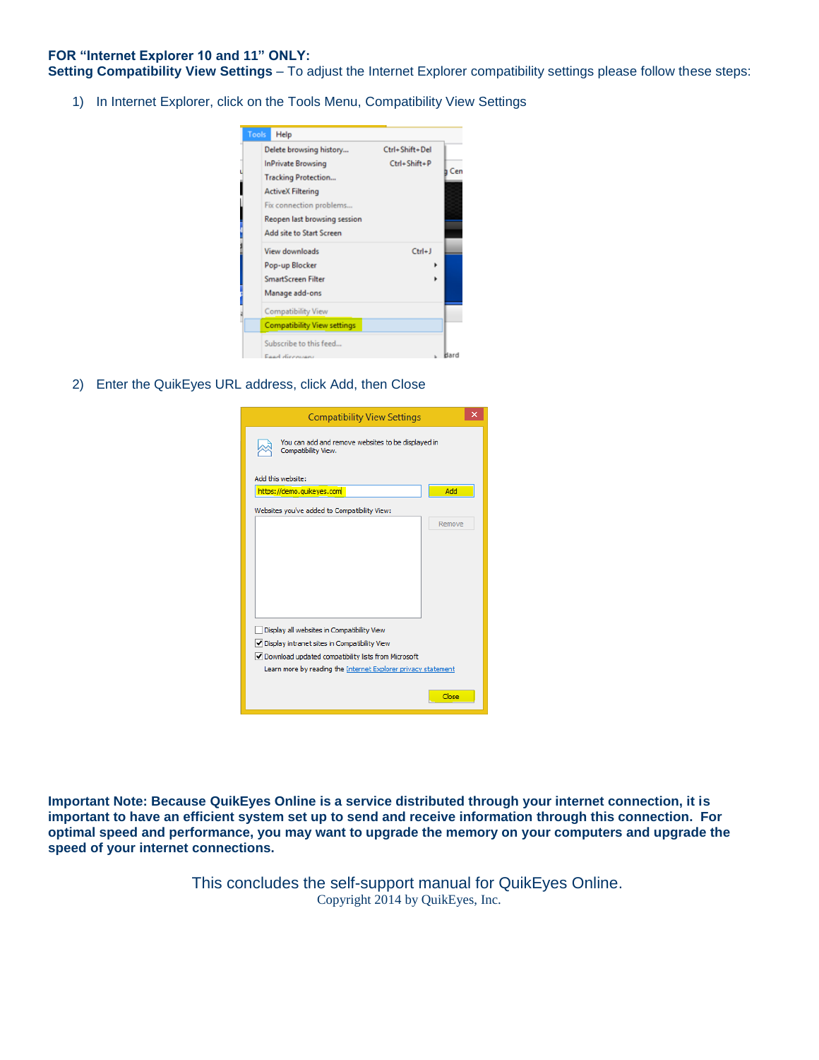**FOR "Internet Explorer 10 and 11" ONLY:**
**Setting Compatibility View Settings** – To adjust the Internet Explorer compatibility settings please follow these steps:

1) In Internet Explorer, click on the Tools Menu, Compatibility View Settings

2) Enter the QuikEyes URL address, click Add, then Close

**Important Note: Because QuikEyes Online is a service distributed through your internet connection, it is important to have an efficient system set up to send and receive information through this connection. For optimal speed and performance, you may want to upgrade the memory on your computers and upgrade the speed of your internet connections.**

This concludes the self-support manual for QuikEyes Online.
Copyright 2014 by QuikEyes, Inc.